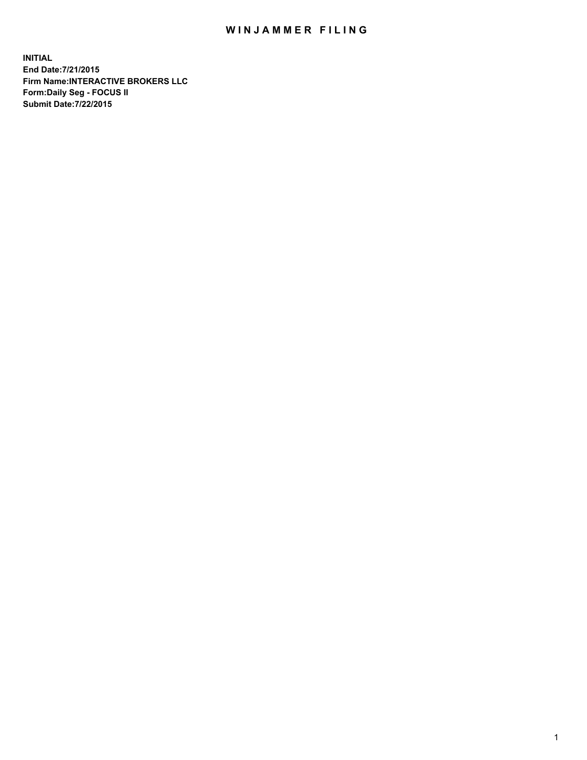# WINJAMMER FILING

**INITIAL**
**End Date:7/21/2015**
**Firm Name:INTERACTIVE BROKERS LLC**
**Form:Daily Seg - FOCUS II**
**Submit Date:7/22/2015**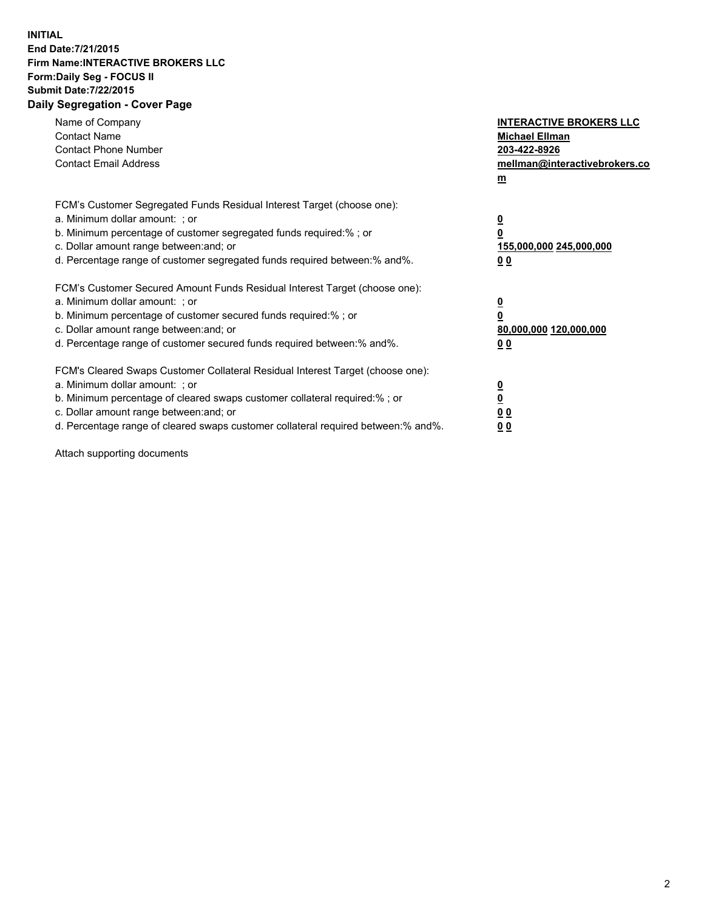**INITIAL**
**End Date:7/21/2015**
**Firm Name:INTERACTIVE BROKERS LLC**
**Form:Daily Seg - FOCUS II**
**Submit Date:7/22/2015**

**Daily Segregation - Cover Page**

| | |
|---|---|
| Name of Company | **INTERACTIVE BROKERS LLC** |
| Contact Name | **Michael Ellman** |
| Contact Phone Number | **203-422-8926** |
| Contact Email Address | **mellman@interactivebrokers.com** |

| | |
|---|---|
| FCM's Customer Segregated Funds Residual Interest Target (choose one): | |
| a. Minimum dollar amount: ; or | **0** |
| b. Minimum percentage of customer segregated funds required:% ; or | **0** |
| c. Dollar amount range between:and; or | **155,000,000 245,000,000** |
| d. Percentage range of customer segregated funds required between:% and%. | **0 0** |
| FCM's Customer Secured Amount Funds Residual Interest Target (choose one): | |
| a. Minimum dollar amount: ; or | **0** |
| b. Minimum percentage of customer secured funds required:% ; or | **0** |
| c. Dollar amount range between:and; or | **80,000,000 120,000,000** |
| d. Percentage range of customer secured funds required between:% and%. | **0 0** |
| FCM's Cleared Swaps Customer Collateral Residual Interest Target (choose one): | |
| a. Minimum dollar amount: ; or | **0** |
| b. Minimum percentage of cleared swaps customer collateral required:% ; or | **0** |
| c. Dollar amount range between:and; or | **0 0** |
| d. Percentage range of cleared swaps customer collateral required between:% and%. | **0 0** |

Attach supporting documents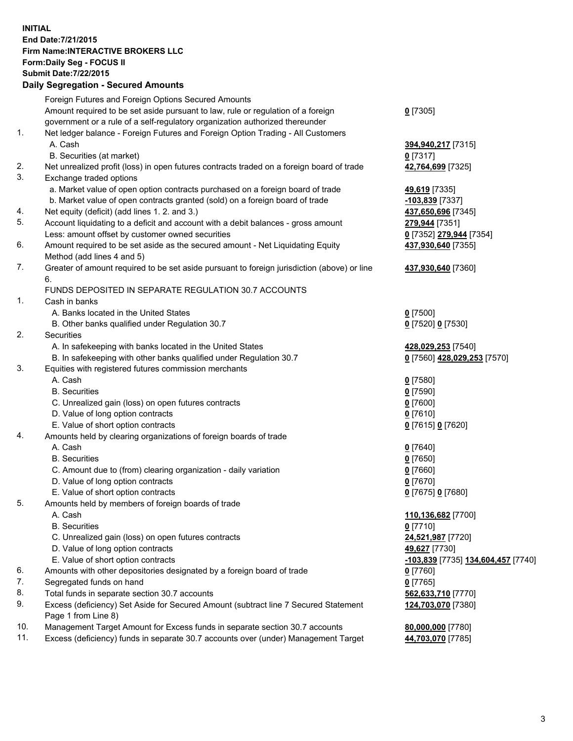**INITIAL**
**End Date:7/21/2015**
**Firm Name:INTERACTIVE BROKERS LLC**
**Form:Daily Seg - FOCUS II**
**Submit Date:7/22/2015**
**Daily Segregation - Secured Amounts**

| | | |
|---|---|---|
| | Foreign Futures and Foreign Options Secured Amounts | |
| | Amount required to be set aside pursuant to law, rule or regulation of a foreign government or a rule of a self-regulatory organization authorized thereunder | **0** [7305] |
| 1. | Net ledger balance - Foreign Futures and Foreign Option Trading - All Customers | |
| | A. Cash | **394,940,217** [7315] |
| | B. Securities (at market) | **0** [7317] |
| 2. | Net unrealized profit (loss) in open futures contracts traded on a foreign board of trade | **42,764,699** [7325] |
| 3. | Exchange traded options | |
| | a. Market value of open option contracts purchased on a foreign board of trade | **49,619** [7335] |
| | b. Market value of open contracts granted (sold) on a foreign board of trade | **-103,839** [7337] |
| 4. | Net equity (deficit) (add lines 1. 2. and 3.) | **437,650,696** [7345] |
| 5. | Account liquidating to a deficit and account with a debit balances - gross amount | **279,944** [7351] |
| | Less: amount offset by customer owned securities | **0** [7352] **279,944** [7354] |
| 6. | Amount required to be set aside as the secured amount - Net Liquidating Equity Method (add lines 4 and 5) | **437,930,640** [7355] |
| 7. | Greater of amount required to be set aside pursuant to foreign jurisdiction (above) or line 6. | **437,930,640** [7360] |
| | FUNDS DEPOSITED IN SEPARATE REGULATION 30.7 ACCOUNTS | |
| 1. | Cash in banks | |
| | A. Banks located in the United States | **0** [7500] |
| | B. Other banks qualified under Regulation 30.7 | **0** [7520] **0** [7530] |
| 2. | Securities | |
| | A. In safekeeping with banks located in the United States | **428,029,253** [7540] |
| | B. In safekeeping with other banks qualified under Regulation 30.7 | **0** [7560] **428,029,253** [7570] |
| 3. | Equities with registered futures commission merchants | |
| | A. Cash | **0** [7580] |
| | B. Securities | **0** [7590] |
| | C. Unrealized gain (loss) on open futures contracts | **0** [7600] |
| | D. Value of long option contracts | **0** [7610] |
| | E. Value of short option contracts | **0** [7615] **0** [7620] |
| 4. | Amounts held by clearing organizations of foreign boards of trade | |
| | A. Cash | **0** [7640] |
| | B. Securities | **0** [7650] |
| | C. Amount due to (from) clearing organization - daily variation | **0** [7660] |
| | D. Value of long option contracts | **0** [7670] |
| | E. Value of short option contracts | **0** [7675] **0** [7680] |
| 5. | Amounts held by members of foreign boards of trade | |
| | A. Cash | **110,136,682** [7700] |
| | B. Securities | **0** [7710] |
| | C. Unrealized gain (loss) on open futures contracts | **24,521,987** [7720] |
| | D. Value of long option contracts | **49,627** [7730] |
| | E. Value of short option contracts | **-103,839** [7735] **134,604,457** [7740] |
| 6. | Amounts with other depositories designated by a foreign board of trade | **0** [7760] |
| 7. | Segregated funds on hand | **0** [7765] |
| 8. | Total funds in separate section 30.7 accounts | **562,633,710** [7770] |
| 9. | Excess (deficiency) Set Aside for Secured Amount (subtract line 7 Secured Statement Page 1 from Line 8) | **124,703,070** [7380] |
| 10. | Management Target Amount for Excess funds in separate section 30.7 accounts | **80,000,000** [7780] |
| 11. | Excess (deficiency) funds in separate 30.7 accounts over (under) Management Target | **44,703,070** [7785] |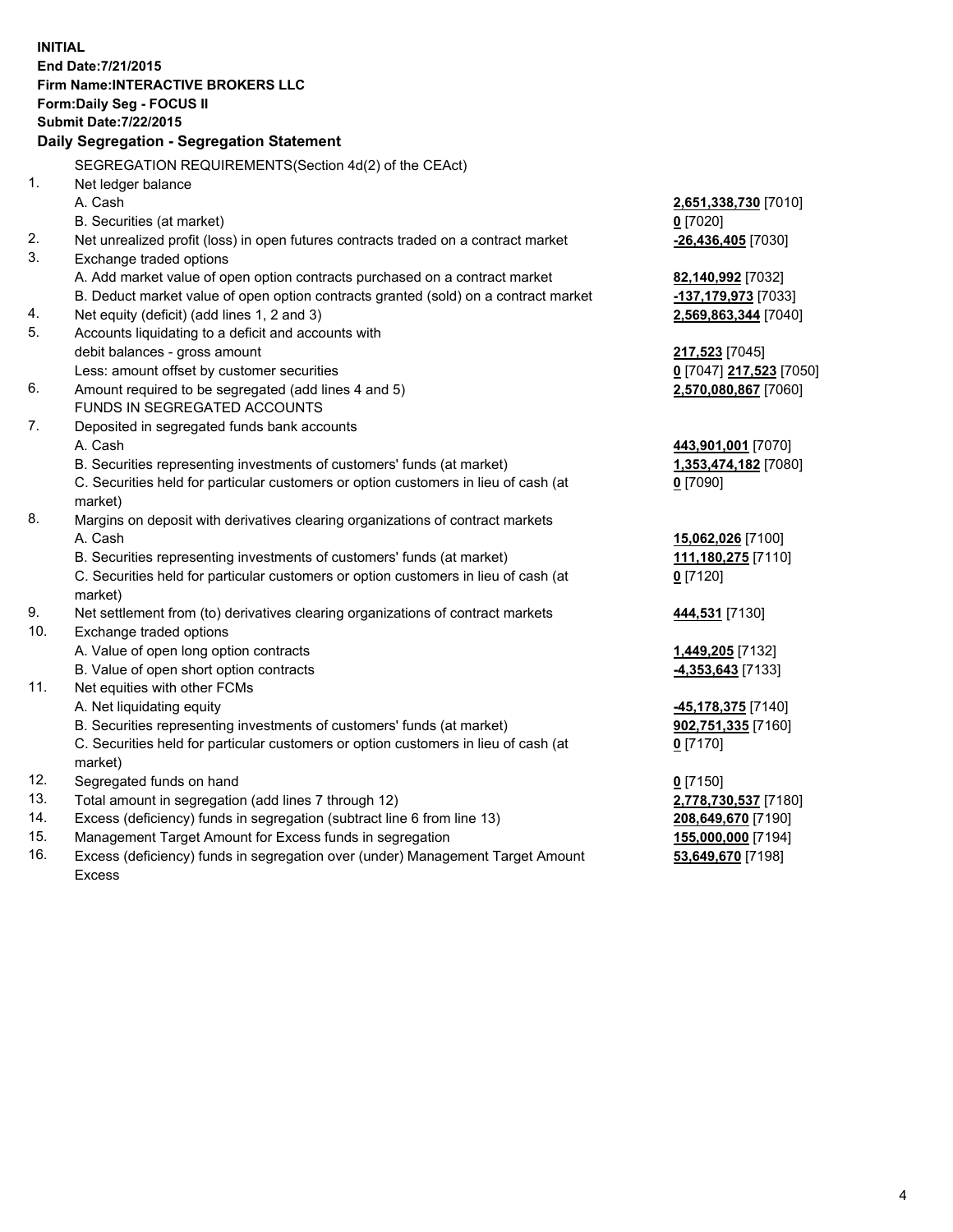**INITIAL**
**End Date:7/21/2015**
**Firm Name:INTERACTIVE BROKERS LLC**
**Form:Daily Seg - FOCUS II**
**Submit Date:7/22/2015**

### Daily Segregation - Segregation Statement

| | | |
|---|---|---|
| | SEGREGATION REQUIREMENTS(Section 4d(2) of the CEAct) | |
| 1. | Net ledger balance | |
| | A. Cash | **2,651,338,730** [7010] |
| | B. Securities (at market) | **0** [7020] |
| 2. | Net unrealized profit (loss) in open futures contracts traded on a contract market | **-26,436,405** [7030] |
| 3. | Exchange traded options | |
| | A. Add market value of open option contracts purchased on a contract market | **82,140,992** [7032] |
| | B. Deduct market value of open option contracts granted (sold) on a contract market | **-137,179,973** [7033] |
| 4. | Net equity (deficit) (add lines 1, 2 and 3) | **2,569,863,344** [7040] |
| 5. | Accounts liquidating to a deficit and accounts with | |
| | debit balances - gross amount | **217,523** [7045] |
| | Less: amount offset by customer securities | **0** [7047] **217,523** [7050] |
| 6. | Amount required to be segregated (add lines 4 and 5) | **2,570,080,867** [7060] |
| | FUNDS IN SEGREGATED ACCOUNTS | |
| 7. | Deposited in segregated funds bank accounts | |
| | A. Cash | **443,901,001** [7070] |
| | B. Securities representing investments of customers' funds (at market) | **1,353,474,182** [7080] |
| | C. Securities held for particular customers or option customers in lieu of cash (at market) | **0** [7090] |
| 8. | Margins on deposit with derivatives clearing organizations of contract markets | |
| | A. Cash | **15,062,026** [7100] |
| | B. Securities representing investments of customers' funds (at market) | **111,180,275** [7110] |
| | C. Securities held for particular customers or option customers in lieu of cash (at market) | **0** [7120] |
| 9. | Net settlement from (to) derivatives clearing organizations of contract markets | **444,531** [7130] |
| 10. | Exchange traded options | |
| | A. Value of open long option contracts | **1,449,205** [7132] |
| | B. Value of open short option contracts | **-4,353,643** [7133] |
| 11. | Net equities with other FCMs | |
| | A. Net liquidating equity | **-45,178,375** [7140] |
| | B. Securities representing investments of customers' funds (at market) | **902,751,335** [7160] |
| | C. Securities held for particular customers or option customers in lieu of cash (at market) | **0** [7170] |
| 12. | Segregated funds on hand | **0** [7150] |
| 13. | Total amount in segregation (add lines 7 through 12) | **2,778,730,537** [7180] |
| 14. | Excess (deficiency) funds in segregation (subtract line 6 from line 13) | **208,649,670** [7190] |
| 15. | Management Target Amount for Excess funds in segregation | **155,000,000** [7194] |
| 16. | Excess (deficiency) funds in segregation over (under) Management Target Amount Excess | **53,649,670** [7198] |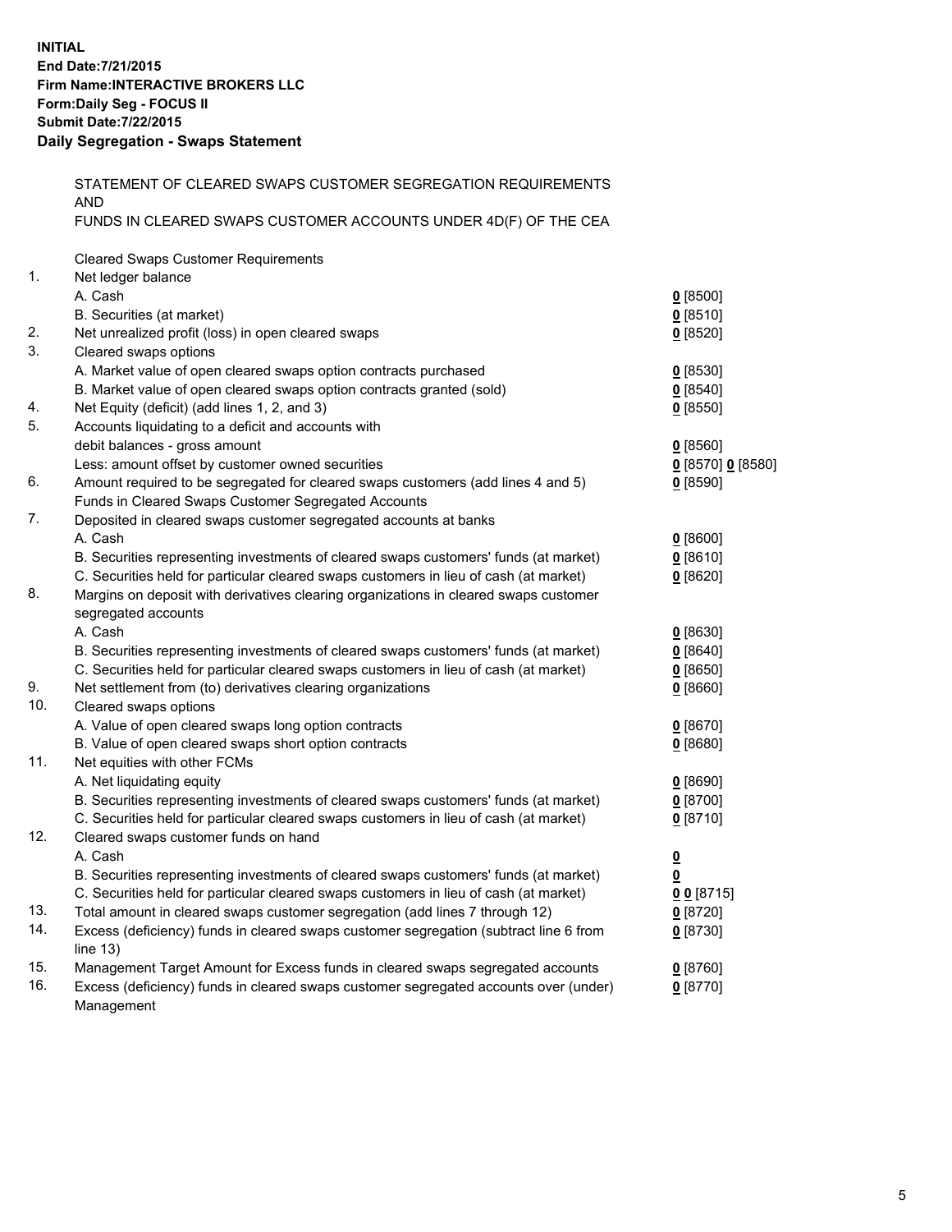**INITIAL**
**End Date:7/21/2015**
**Firm Name:INTERACTIVE BROKERS LLC**
**Form:Daily Seg - FOCUS II**
**Submit Date:7/22/2015**
**Daily Segregation - Swaps Statement**

STATEMENT OF CLEARED SWAPS CUSTOMER SEGREGATION REQUIREMENTS AND FUNDS IN CLEARED SWAPS CUSTOMER ACCOUNTS UNDER 4D(F) OF THE CEA

| | | |
|---|---|---|
| | Cleared Swaps Customer Requirements | |
| 1. | Net ledger balance | |
| | A. Cash | 0 [8500] |
| | B. Securities (at market) | 0 [8510] |
| 2. | Net unrealized profit (loss) in open cleared swaps | 0 [8520] |
| 3. | Cleared swaps options | |
| | A. Market value of open cleared swaps option contracts purchased | 0 [8530] |
| | B. Market value of open cleared swaps option contracts granted (sold) | 0 [8540] |
| 4. | Net Equity (deficit) (add lines 1, 2, and 3) | 0 [8550] |
| 5. | Accounts liquidating to a deficit and accounts with debit balances - gross amount | 0 [8560] |
| | Less: amount offset by customer owned securities | 0 [8570] 0 [8580] |
| 6. | Amount required to be segregated for cleared swaps customers (add lines 4 and 5) | 0 [8590] |
| | Funds in Cleared Swaps Customer Segregated Accounts | |
| 7. | Deposited in cleared swaps customer segregated accounts at banks | |
| | A. Cash | 0 [8600] |
| | B. Securities representing investments of cleared swaps customers' funds (at market) | 0 [8610] |
| | C. Securities held for particular cleared swaps customers in lieu of cash (at market) | 0 [8620] |
| 8. | Margins on deposit with derivatives clearing organizations in cleared swaps customer segregated accounts | |
| | A. Cash | 0 [8630] |
| | B. Securities representing investments of cleared swaps customers' funds (at market) | 0 [8640] |
| | C. Securities held for particular cleared swaps customers in lieu of cash (at market) | 0 [8650] |
| 9. | Net settlement from (to) derivatives clearing organizations | 0 [8660] |
| 10. | Cleared swaps options | |
| | A. Value of open cleared swaps long option contracts | 0 [8670] |
| | B. Value of open cleared swaps short option contracts | 0 [8680] |
| 11. | Net equities with other FCMs | |
| | A. Net liquidating equity | 0 [8690] |
| | B. Securities representing investments of cleared swaps customers' funds (at market) | 0 [8700] |
| | C. Securities held for particular cleared swaps customers in lieu of cash (at market) | 0 [8710] |
| 12. | Cleared swaps customer funds on hand | |
| | A. Cash | 0 |
| | B. Securities representing investments of cleared swaps customers' funds (at market) | 0 |
| | C. Securities held for particular cleared swaps customers in lieu of cash (at market) | 0 0 [8715] |
| 13. | Total amount in cleared swaps customer segregation (add lines 7 through 12) | 0 [8720] |
| 14. | Excess (deficiency) funds in cleared swaps customer segregation (subtract line 6 from line 13) | 0 [8730] |
| 15. | Management Target Amount for Excess funds in cleared swaps segregated accounts | 0 [8760] |
| 16. | Excess (deficiency) funds in cleared swaps customer segregated accounts over (under) Management | 0 [8770] |